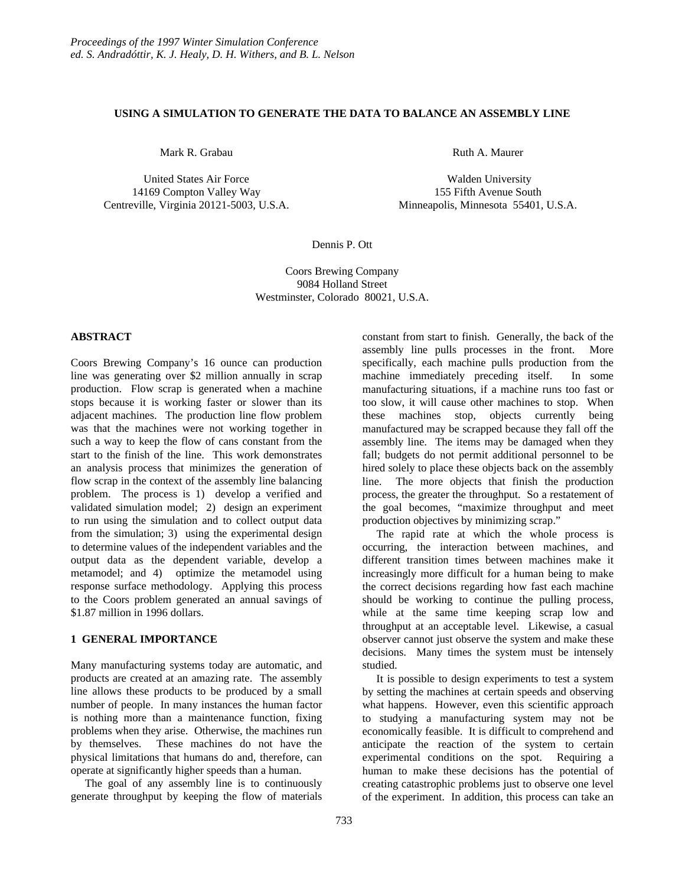# USING A SIMULATION TO GENERATE THE DATA TO BALANCE AN ASSEMBLY LINE

Mark R. Grabau

United States Air Force
14169 Compton Valley Way
Centreville, Virginia 20121-5003, U.S.A.

Ruth A. Maurer

Walden University
155 Fifth Avenue South
Minneapolis, Minnesota 55401, U.S.A.

Dennis P. Ott

Coors Brewing Company
9084 Holland Street
Westminster, Colorado 80021, U.S.A.

## ABSTRACT

Coors Brewing Company's 16 ounce can production line was generating over $2 million annually in scrap production. Flow scrap is generated when a machine stops because it is working faster or slower than its adjacent machines. The production line flow problem was that the machines were not working together in such a way to keep the flow of cans constant from the start to the finish of the line. This work demonstrates an analysis process that minimizes the generation of flow scrap in the context of the assembly line balancing problem. The process is 1) develop a verified and validated simulation model; 2) design an experiment to run using the simulation and to collect output data from the simulation; 3) using the experimental design to determine values of the independent variables and the output data as the dependent variable, develop a metamodel; and 4) optimize the metamodel using response surface methodology. Applying this process to the Coors problem generated an annual savings of $1.87 million in 1996 dollars.

## 1 GENERAL IMPORTANCE

Many manufacturing systems today are automatic, and products are created at an amazing rate. The assembly line allows these products to be produced by a small number of people. In many instances the human factor is nothing more than a maintenance function, fixing problems when they arise. Otherwise, the machines run by themselves. These machines do not have the physical limitations that humans do and, therefore, can operate at significantly higher speeds than a human.

The goal of any assembly line is to continuously generate throughput by keeping the flow of materials constant from start to finish. Generally, the back of the assembly line pulls processes in the front. More specifically, each machine pulls production from the machine immediately preceding itself. In some manufacturing situations, if a machine runs too fast or too slow, it will cause other machines to stop. When these machines stop, objects currently being manufactured may be scrapped because they fall off the assembly line. The items may be damaged when they fall; budgets do not permit additional personnel to be hired solely to place these objects back on the assembly line. The more objects that finish the production process, the greater the throughput. So a restatement of the goal becomes, "maximize throughput and meet production objectives by minimizing scrap."

The rapid rate at which the whole process is occurring, the interaction between machines, and different transition times between machines make it increasingly more difficult for a human being to make the correct decisions regarding how fast each machine should be working to continue the pulling process, while at the same time keeping scrap low and throughput at an acceptable level. Likewise, a casual observer cannot just observe the system and make these decisions. Many times the system must be intensely studied.

It is possible to design experiments to test a system by setting the machines at certain speeds and observing what happens. However, even this scientific approach to studying a manufacturing system may not be economically feasible. It is difficult to comprehend and anticipate the reaction of the system to certain experimental conditions on the spot. Requiring a human to make these decisions has the potential of creating catastrophic problems just to observe one level of the experiment. In addition, this process can take an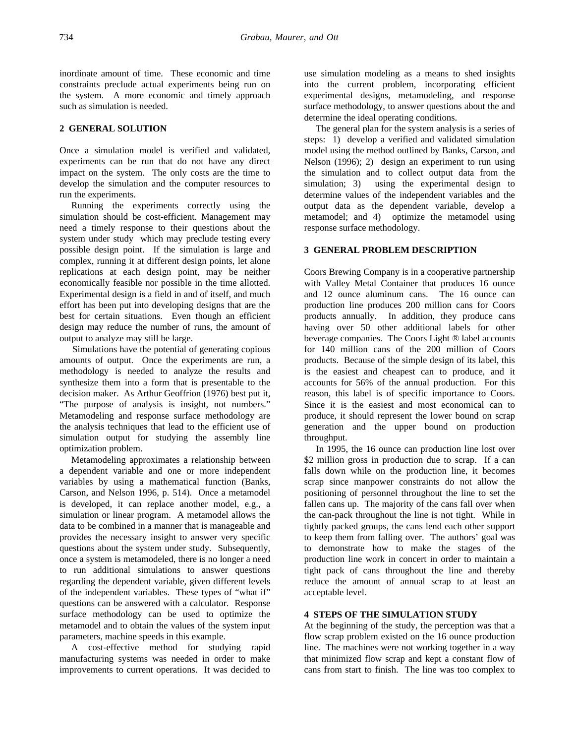inordinate amount of time. These economic and time constraints preclude actual experiments being run on the system. A more economic and timely approach such as simulation is needed.

## 2 GENERAL SOLUTION

Once a simulation model is verified and validated, experiments can be run that do not have any direct impact on the system. The only costs are the time to develop the simulation and the computer resources to run the experiments.

Running the experiments correctly using the simulation should be cost-efficient. Management may need a timely response to their questions about the system under study which may preclude testing every possible design point. If the simulation is large and complex, running it at different design points, let alone replications at each design point, may be neither economically feasible nor possible in the time allotted. Experimental design is a field in and of itself, and much effort has been put into developing designs that are the best for certain situations. Even though an efficient design may reduce the number of runs, the amount of output to analyze may still be large.

Simulations have the potential of generating copious amounts of output. Once the experiments are run, a methodology is needed to analyze the results and synthesize them into a form that is presentable to the decision maker. As Arthur Geoffrion (1976) best put it, "The purpose of analysis is insight, not numbers." Metamodeling and response surface methodology are the analysis techniques that lead to the efficient use of simulation output for studying the assembly line optimization problem.

Metamodeling approximates a relationship between a dependent variable and one or more independent variables by using a mathematical function (Banks, Carson, and Nelson 1996, p. 514). Once a metamodel is developed, it can replace another model, e.g., a simulation or linear program. A metamodel allows the data to be combined in a manner that is manageable and provides the necessary insight to answer very specific questions about the system under study. Subsequently, once a system is metamodeled, there is no longer a need to run additional simulations to answer questions regarding the dependent variable, given different levels of the independent variables. These types of "what if" questions can be answered with a calculator. Response surface methodology can be used to optimize the metamodel and to obtain the values of the system input parameters, machine speeds in this example.

A cost-effective method for studying rapid manufacturing systems was needed in order to make improvements to current operations. It was decided to use simulation modeling as a means to shed insights into the current problem, incorporating efficient experimental designs, metamodeling, and response surface methodology, to answer questions about the and determine the ideal operating conditions.

The general plan for the system analysis is a series of steps: 1) develop a verified and validated simulation model using the method outlined by Banks, Carson, and Nelson (1996); 2) design an experiment to run using the simulation and to collect output data from the simulation; 3) using the experimental design to determine values of the independent variables and the output data as the dependent variable, develop a metamodel; and 4) optimize the metamodel using response surface methodology.

## 3 GENERAL PROBLEM DESCRIPTION

Coors Brewing Company is in a cooperative partnership with Valley Metal Container that produces 16 ounce and 12 ounce aluminum cans. The 16 ounce can production line produces 200 million cans for Coors products annually. In addition, they produce cans having over 50 other additional labels for other beverage companies. The Coors Light ® label accounts for 140 million cans of the 200 million of Coors products. Because of the simple design of its label, this is the easiest and cheapest can to produce, and it accounts for 56% of the annual production. For this reason, this label is of specific importance to Coors. Since it is the easiest and most economical can to produce, it should represent the lower bound on scrap generation and the upper bound on production throughput.

In 1995, the 16 ounce can production line lost over $2 million gross in production due to scrap. If a can falls down while on the production line, it becomes scrap since manpower constraints do not allow the positioning of personnel throughout the line to set the fallen cans up. The majority of the cans fall over when the can-pack throughout the line is not tight. While in tightly packed groups, the cans lend each other support to keep them from falling over. The authors' goal was to demonstrate how to make the stages of the production line work in concert in order to maintain a tight pack of cans throughout the line and thereby reduce the amount of annual scrap to at least an acceptable level.

## 4 STEPS OF THE SIMULATION STUDY

At the beginning of the study, the perception was that a flow scrap problem existed on the 16 ounce production line. The machines were not working together in a way that minimized flow scrap and kept a constant flow of cans from start to finish. The line was too complex to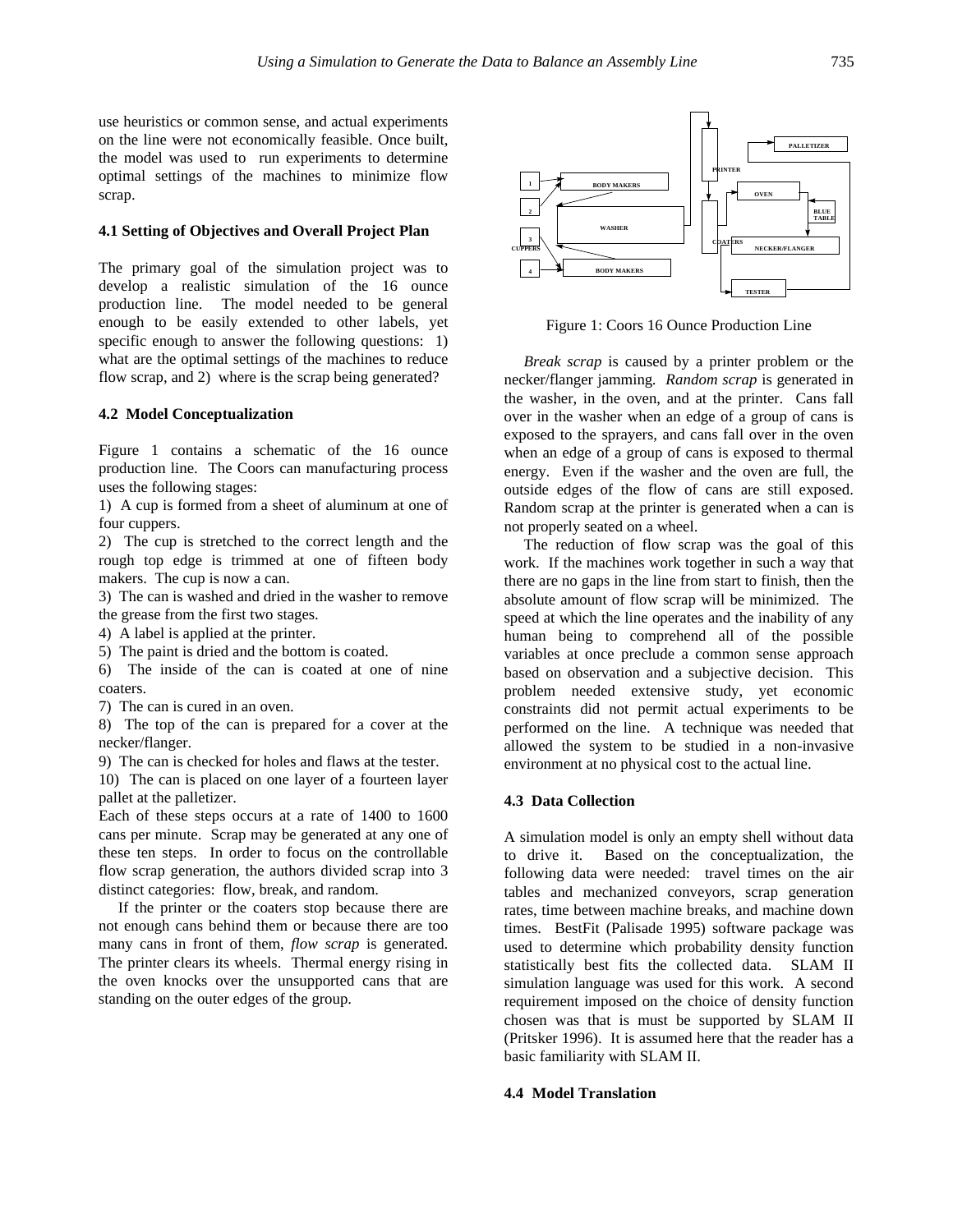use heuristics or common sense, and actual experiments on the line were not economically feasible. Once built, the model was used to run experiments to determine optimal settings of the machines to minimize flow scrap.

### 4.1 Setting of Objectives and Overall Project Plan

The primary goal of the simulation project was to develop a realistic simulation of the 16 ounce production line. The model needed to be general enough to be easily extended to other labels, yet specific enough to answer the following questions: 1) what are the optimal settings of the machines to reduce flow scrap, and 2) where is the scrap being generated?

### 4.2 Model Conceptualization

Figure 1 contains a schematic of the 16 ounce production line. The Coors can manufacturing process uses the following stages:

1) A cup is formed from a sheet of aluminum at one of four cuppers.
2) The cup is stretched to the correct length and the rough top edge is trimmed at one of fifteen body makers. The cup is now a can.
3) The can is washed and dried in the washer to remove the grease from the first two stages.
4) A label is applied at the printer.
5) The paint is dried and the bottom is coated.
6) The inside of the can is coated at one of nine coaters.
7) The can is cured in an oven.
8) The top of the can is prepared for a cover at the necker/flanger.
9) The can is checked for holes and flaws at the tester.
10) The can is placed on one layer of a fourteen layer pallet at the palletizer.

Each of these steps occurs at a rate of 1400 to 1600 cans per minute. Scrap may be generated at any one of these ten steps. In order to focus on the controllable flow scrap generation, the authors divided scrap into 3 distinct categories: flow, break, and random.

If the printer or the coaters stop because there are not enough cans behind them or because there are too many cans in front of them, *flow scrap* is generated. The printer clears its wheels. Thermal energy rising in the oven knocks over the unsupported cans that are standing on the outer edges of the group.

PALLETIZER
PRINTER
1
BODY MAKERS
OVEN
2
BLUE TABLE
WASHER
3
CUPPERS
COATERS
NECKER/FLANGER
4
BODY MAKERS
TESTER

Figure 1: Coors 16 Ounce Production Line

*Break scrap* is caused by a printer problem or the necker/flanger jamming. *Random scrap* is generated in the washer, in the oven, and at the printer. Cans fall over in the washer when an edge of a group of cans is exposed to the sprayers, and cans fall over in the oven when an edge of a group of cans is exposed to thermal energy. Even if the washer and the oven are full, the outside edges of the flow of cans are still exposed. Random scrap at the printer is generated when a can is not properly seated on a wheel.

The reduction of flow scrap was the goal of this work. If the machines work together in such a way that there are no gaps in the line from start to finish, then the absolute amount of flow scrap will be minimized. The speed at which the line operates and the inability of any human being to comprehend all of the possible variables at once preclude a common sense approach based on observation and a subjective decision. This problem needed extensive study, yet economic constraints did not permit actual experiments to be performed on the line. A technique was needed that allowed the system to be studied in a non-invasive environment at no physical cost to the actual line.

### 4.3 Data Collection

A simulation model is only an empty shell without data to drive it. Based on the conceptualization, the following data were needed: travel times on the air tables and mechanized conveyors, scrap generation rates, time between machine breaks, and machine down times. BestFit (Palisade 1995) software package was used to determine which probability density function statistically best fits the collected data. SLAM II simulation language was used for this work. A second requirement imposed on the choice of density function chosen was that is must be supported by SLAM II (Pritsker 1996). It is assumed here that the reader has a basic familiarity with SLAM II.

### 4.4 Model Translation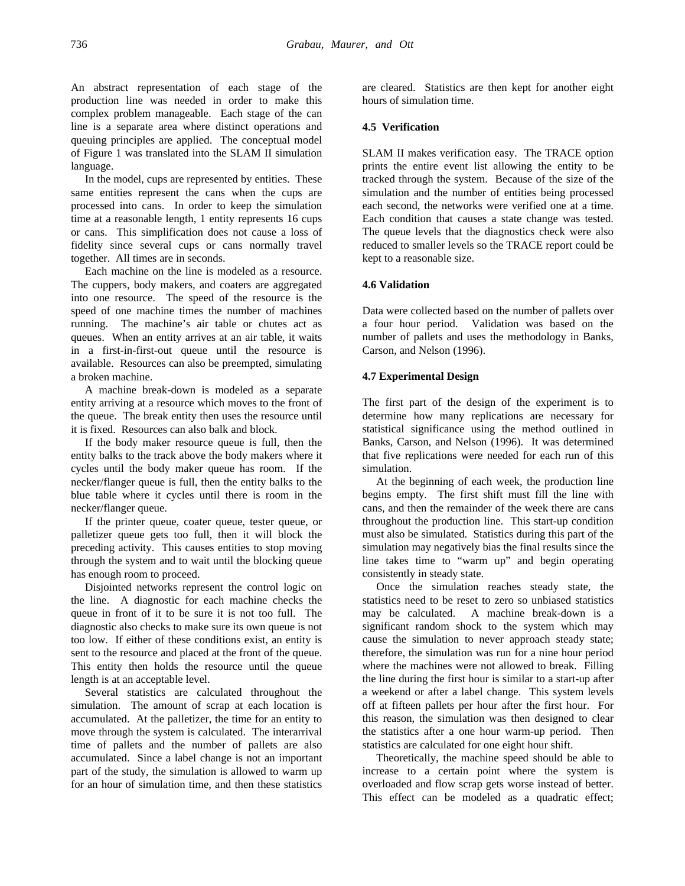An abstract representation of each stage of the production line was needed in order to make this complex problem manageable. Each stage of the can line is a separate area where distinct operations and queuing principles are applied. The conceptual model of Figure 1 was translated into the SLAM II simulation language.

In the model, cups are represented by entities. These same entities represent the cans when the cups are processed into cans. In order to keep the simulation time at a reasonable length, 1 entity represents 16 cups or cans. This simplification does not cause a loss of fidelity since several cups or cans normally travel together. All times are in seconds.

Each machine on the line is modeled as a resource. The cuppers, body makers, and coaters are aggregated into one resource. The speed of the resource is the speed of one machine times the number of machines running. The machine's air table or chutes act as queues. When an entity arrives at an air table, it waits in a first-in-first-out queue until the resource is available. Resources can also be preempted, simulating a broken machine.

A machine break-down is modeled as a separate entity arriving at a resource which moves to the front of the queue. The break entity then uses the resource until it is fixed. Resources can also balk and block.

If the body maker resource queue is full, then the entity balks to the track above the body makers where it cycles until the body maker queue has room. If the necker/flanger queue is full, then the entity balks to the blue table where it cycles until there is room in the necker/flanger queue.

If the printer queue, coater queue, tester queue, or palletizer queue gets too full, then it will block the preceding activity. This causes entities to stop moving through the system and to wait until the blocking queue has enough room to proceed.

Disjointed networks represent the control logic on the line. A diagnostic for each machine checks the queue in front of it to be sure it is not too full. The diagnostic also checks to make sure its own queue is not too low. If either of these conditions exist, an entity is sent to the resource and placed at the front of the queue. This entity then holds the resource until the queue length is at an acceptable level.

Several statistics are calculated throughout the simulation. The amount of scrap at each location is accumulated. At the palletizer, the time for an entity to move through the system is calculated. The interarrival time of pallets and the number of pallets are also accumulated. Since a label change is not an important part of the study, the simulation is allowed to warm up for an hour of simulation time, and then these statistics are cleared. Statistics are then kept for another eight hours of simulation time.

### 4.5 Verification

SLAM II makes verification easy. The TRACE option prints the entire event list allowing the entity to be tracked through the system. Because of the size of the simulation and the number of entities being processed each second, the networks were verified one at a time. Each condition that causes a state change was tested. The queue levels that the diagnostics check were also reduced to smaller levels so the TRACE report could be kept to a reasonable size.

### 4.6 Validation

Data were collected based on the number of pallets over a four hour period. Validation was based on the number of pallets and uses the methodology in Banks, Carson, and Nelson (1996).

### 4.7 Experimental Design

The first part of the design of the experiment is to determine how many replications are necessary for statistical significance using the method outlined in Banks, Carson, and Nelson (1996). It was determined that five replications were needed for each run of this simulation.

At the beginning of each week, the production line begins empty. The first shift must fill the line with cans, and then the remainder of the week there are cans throughout the production line. This start-up condition must also be simulated. Statistics during this part of the simulation may negatively bias the final results since the line takes time to "warm up" and begin operating consistently in steady state.

Once the simulation reaches steady state, the statistics need to be reset to zero so unbiased statistics may be calculated. A machine break-down is a significant random shock to the system which may cause the simulation to never approach steady state; therefore, the simulation was run for a nine hour period where the machines were not allowed to break. Filling the line during the first hour is similar to a start-up after a weekend or after a label change. This system levels off at fifteen pallets per hour after the first hour. For this reason, the simulation was then designed to clear the statistics after a one hour warm-up period. Then statistics are calculated for one eight hour shift.

Theoretically, the machine speed should be able to increase to a certain point where the system is overloaded and flow scrap gets worse instead of better. This effect can be modeled as a quadratic effect;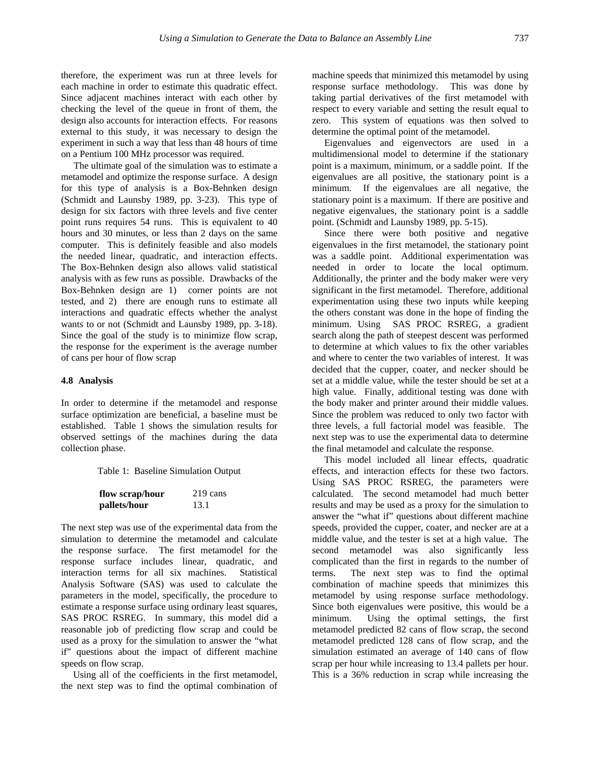therefore, the experiment was run at three levels for each machine in order to estimate this quadratic effect. Since adjacent machines interact with each other by checking the level of the queue in front of them, the design also accounts for interaction effects. For reasons external to this study, it was necessary to design the experiment in such a way that less than 48 hours of time on a Pentium 100 MHz processor was required.

The ultimate goal of the simulation was to estimate a metamodel and optimize the response surface. A design for this type of analysis is a Box-Behnken design (Schmidt and Launsby 1989, pp. 3-23). This type of design for six factors with three levels and five center point runs requires 54 runs. This is equivalent to 40 hours and 30 minutes, or less than 2 days on the same computer. This is definitely feasible and also models the needed linear, quadratic, and interaction effects. The Box-Behnken design also allows valid statistical analysis with as few runs as possible. Drawbacks of the Box-Behnken design are 1) corner points are not tested, and 2) there are enough runs to estimate all interactions and quadratic effects whether the analyst wants to or not (Schmidt and Launsby 1989, pp. 3-18). Since the goal of the study is to minimize flow scrap, the response for the experiment is the average number of cans per hour of flow scrap

### 4.8 Analysis

In order to determine if the metamodel and response surface optimization are beneficial, a baseline must be established. Table 1 shows the simulation results for observed settings of the machines during the data collection phase.

Table 1: Baseline Simulation Output

| | |
|---|---|
| **flow scrap/hour** | 219 cans |
| **pallets/hour** | 13.1 |

The next step was use of the experimental data from the simulation to determine the metamodel and calculate the response surface. The first metamodel for the response surface includes linear, quadratic, and interaction terms for all six machines. Statistical Analysis Software (SAS) was used to calculate the parameters in the model, specifically, the procedure to estimate a response surface using ordinary least squares, SAS PROC RSREG. In summary, this model did a reasonable job of predicting flow scrap and could be used as a proxy for the simulation to answer the "what if" questions about the impact of different machine speeds on flow scrap.

Using all of the coefficients in the first metamodel, the next step was to find the optimal combination of machine speeds that minimized this metamodel by using response surface methodology. This was done by taking partial derivatives of the first metamodel with respect to every variable and setting the result equal to zero. This system of equations was then solved to determine the optimal point of the metamodel.

Eigenvalues and eigenvectors are used in a multidimensional model to determine if the stationary point is a maximum, minimum, or a saddle point. If the eigenvalues are all positive, the stationary point is a minimum. If the eigenvalues are all negative, the stationary point is a maximum. If there are positive and negative eigenvalues, the stationary point is a saddle point. (Schmidt and Launsby 1989, pp. 5-15).

Since there were both positive and negative eigenvalues in the first metamodel, the stationary point was a saddle point. Additional experimentation was needed in order to locate the local optimum. Additionally, the printer and the body maker were very significant in the first metamodel. Therefore, additional experimentation using these two inputs while keeping the others constant was done in the hope of finding the minimum. Using SAS PROC RSREG, a gradient search along the path of steepest descent was performed to determine at which values to fix the other variables and where to center the two variables of interest. It was decided that the cupper, coater, and necker should be set at a middle value, while the tester should be set at a high value. Finally, additional testing was done with the body maker and printer around their middle values. Since the problem was reduced to only two factor with three levels, a full factorial model was feasible. The next step was to use the experimental data to determine the final metamodel and calculate the response.

This model included all linear effects, quadratic effects, and interaction effects for these two factors. Using SAS PROC RSREG, the parameters were calculated. The second metamodel had much better results and may be used as a proxy for the simulation to answer the "what if" questions about different machine speeds, provided the cupper, coater, and necker are at a middle value, and the tester is set at a high value. The second metamodel was also significantly less complicated than the first in regards to the number of terms. The next step was to find the optimal combination of machine speeds that minimizes this metamodel by using response surface methodology. Since both eigenvalues were positive, this would be a minimum. Using the optimal settings, the first metamodel predicted 82 cans of flow scrap, the second metamodel predicted 128 cans of flow scrap, and the simulation estimated an average of 140 cans of flow scrap per hour while increasing to 13.4 pallets per hour. This is a 36% reduction in scrap while increasing the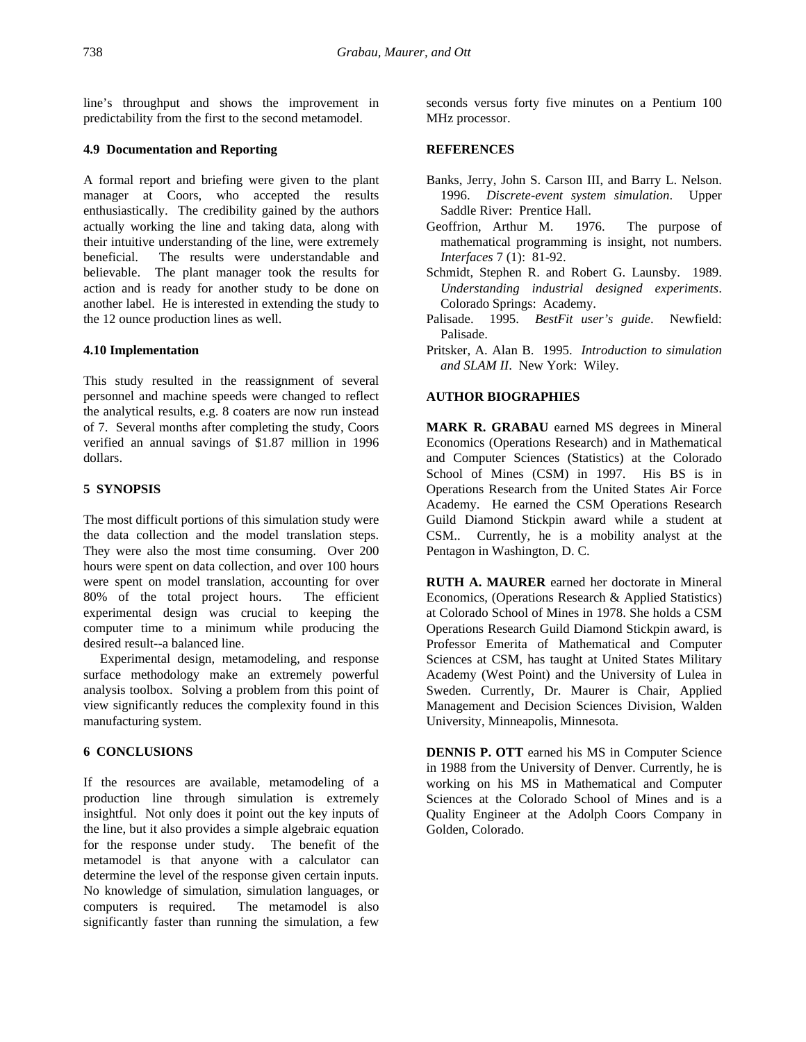line's throughput and shows the improvement in predictability from the first to the second metamodel.

### 4.9 Documentation and Reporting

A formal report and briefing were given to the plant manager at Coors, who accepted the results enthusiastically. The credibility gained by the authors actually working the line and taking data, along with their intuitive understanding of the line, were extremely beneficial. The results were understandable and believable. The plant manager took the results for action and is ready for another study to be done on another label. He is interested in extending the study to the 12 ounce production lines as well.

### 4.10 Implementation

This study resulted in the reassignment of several personnel and machine speeds were changed to reflect the analytical results, e.g. 8 coaters are now run instead of 7. Several months after completing the study, Coors verified an annual savings of $1.87 million in 1996 dollars.

## 5 SYNOPSIS

The most difficult portions of this simulation study were the data collection and the model translation steps. They were also the most time consuming. Over 200 hours were spent on data collection, and over 100 hours were spent on model translation, accounting for over 80% of the total project hours. The efficient experimental design was crucial to keeping the computer time to a minimum while producing the desired result--a balanced line.

Experimental design, metamodeling, and response surface methodology make an extremely powerful analysis toolbox. Solving a problem from this point of view significantly reduces the complexity found in this manufacturing system.

## 6 CONCLUSIONS

If the resources are available, metamodeling of a production line through simulation is extremely insightful. Not only does it point out the key inputs of the line, but it also provides a simple algebraic equation for the response under study. The benefit of the metamodel is that anyone with a calculator can determine the level of the response given certain inputs. No knowledge of simulation, simulation languages, or computers is required. The metamodel is also significantly faster than running the simulation, a few seconds versus forty five minutes on a Pentium 100 MHz processor.

## REFERENCES

Banks, Jerry, John S. Carson III, and Barry L. Nelson. 1996. *Discrete-event system simulation*. Upper Saddle River: Prentice Hall.

Geoffrion, Arthur M. 1976. The purpose of mathematical programming is insight, not numbers. *Interfaces* 7 (1): 81-92.

Schmidt, Stephen R. and Robert G. Launsby. 1989. *Understanding industrial designed experiments*. Colorado Springs: Academy.

Palisade. 1995. *BestFit user's guide*. Newfield: Palisade.

Pritsker, A. Alan B. 1995. *Introduction to simulation and SLAM II*. New York: Wiley.

## AUTHOR BIOGRAPHIES

**MARK R. GRABAU** earned MS degrees in Mineral Economics (Operations Research) and in Mathematical and Computer Sciences (Statistics) at the Colorado School of Mines (CSM) in 1997. His BS is in Operations Research from the United States Air Force Academy. He earned the CSM Operations Research Guild Diamond Stickpin award while a student at CSM.. Currently, he is a mobility analyst at the Pentagon in Washington, D. C.

**RUTH A. MAURER** earned her doctorate in Mineral Economics, (Operations Research & Applied Statistics) at Colorado School of Mines in 1978. She holds a CSM Operations Research Guild Diamond Stickpin award, is Professor Emerita of Mathematical and Computer Sciences at CSM, has taught at United States Military Academy (West Point) and the University of Lulea in Sweden. Currently, Dr. Maurer is Chair, Applied Management and Decision Sciences Division, Walden University, Minneapolis, Minnesota.

**DENNIS P. OTT** earned his MS in Computer Science in 1988 from the University of Denver. Currently, he is working on his MS in Mathematical and Computer Sciences at the Colorado School of Mines and is a Quality Engineer at the Adolph Coors Company in Golden, Colorado.